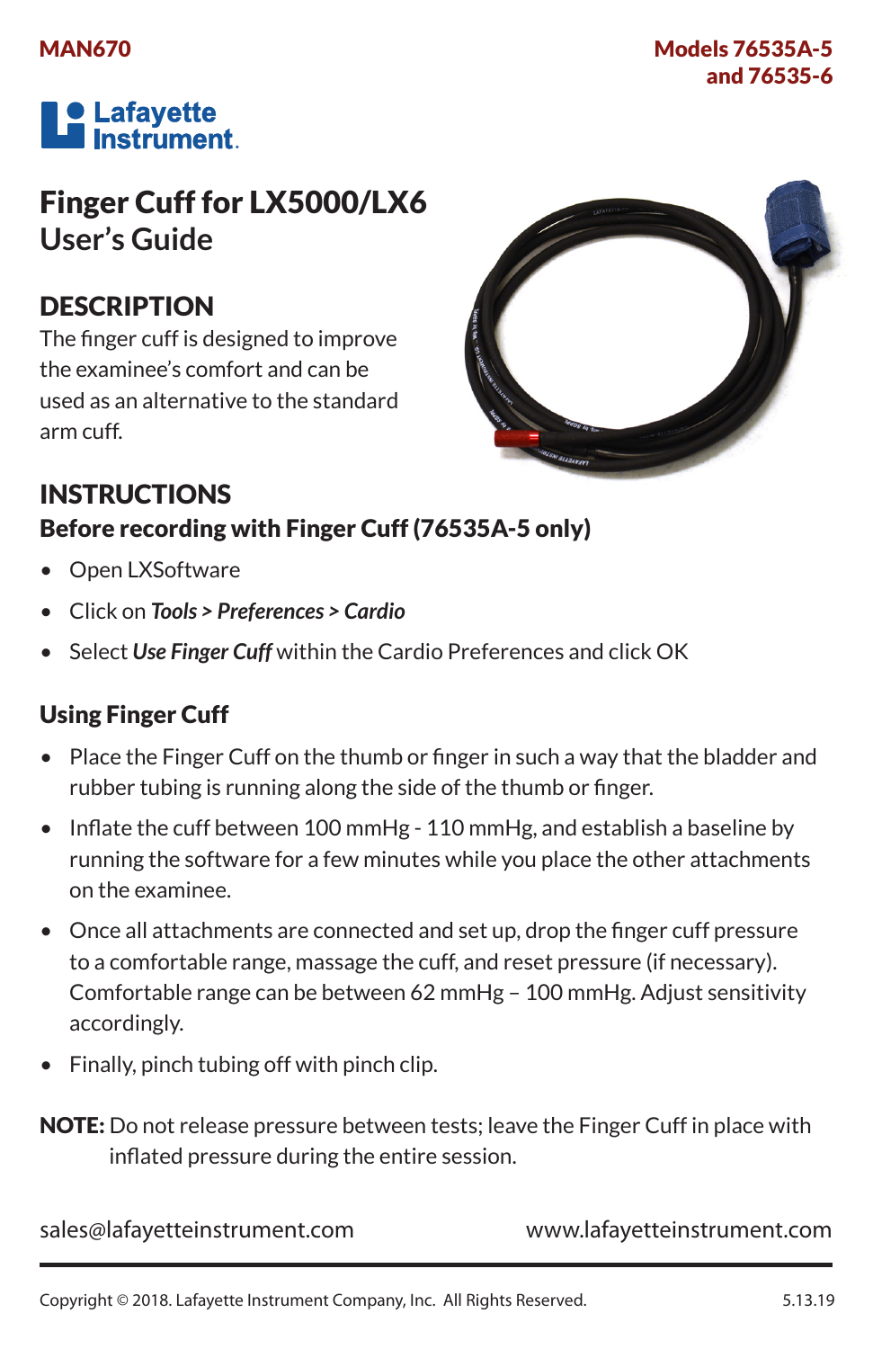MAN670

Models 76535A-5 and 76535-6

Lafayette Instrument.

# Finger Cuff for LX5000/LX6
## User's Guide

## DESCRIPTION

The finger cuff is designed to improve the examinee's comfort and can be used as an alternative to the standard arm cuff.

## INSTRUCTIONS

### Before recording with Finger Cuff (76535A-5 only)

- Open LXSoftware
- Click on ***Tools > Preferences > Cardio***
- Select ***Use Finger Cuff*** within the Cardio Preferences and click OK

### Using Finger Cuff

- Place the Finger Cuff on the thumb or finger in such a way that the bladder and rubber tubing is running along the side of the thumb or finger.
- Inflate the cuff between 100 mmHg - 110 mmHg, and establish a baseline by running the software for a few minutes while you place the other attachments on the examinee.
- Once all attachments are connected and set up, drop the finger cuff pressure to a comfortable range, massage the cuff, and reset pressure (if necessary). Comfortable range can be between 62 mmHg – 100 mmHg. Adjust sensitivity accordingly.
- Finally, pinch tubing off with pinch clip.

**NOTE:** Do not release pressure between tests; leave the Finger Cuff in place with inflated pressure during the entire session.

sales@lafayetteinstrument.com www.lafayetteinstrument.com

Copyright © 2018. Lafayette Instrument Company, Inc. All Rights Reserved. 5.13.19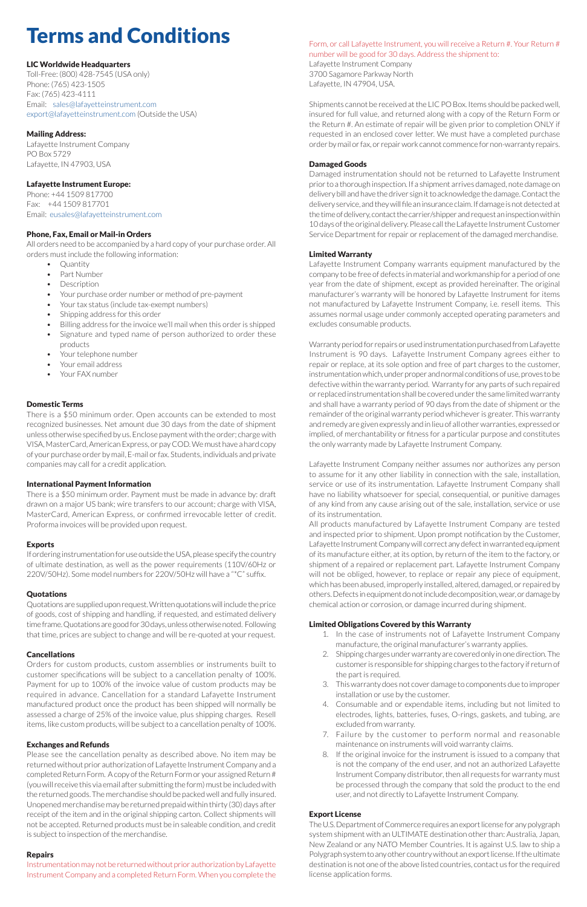# Terms and Conditions

## LIC Worldwide Headquarters

Toll-Free: (800) 428-7545 (USA only)
Phone: (765) 423-1505
Fax: (765) 423-4111
Email: sales@lafayetteinstrument.com
export@lafayetteinstrument.com (Outside the USA)

## Mailing Address:

Lafayette Instrument Company
PO Box 5729
Lafayette, IN 47903, USA

## Lafayette Instrument Europe:

Phone: +44 1509 817700
Fax: +44 1509 817701
Email: eusales@lafayetteinstrument.com

## Phone, Fax, Email or Mail-in Orders

All orders need to be accompanied by a hard copy of your purchase order. All orders must include the following information:

- Quantity
- Part Number
- Description
- Your purchase order number or method of pre-payment
- Your tax status (include tax-exempt numbers)
- Shipping address for this order
- Billing address for the invoice we'll mail when this order is shipped
- Signature and typed name of person authorized to order these products
- Your telephone number
- Your email address
- Your FAX number

## Domestic Terms

There is a $50 minimum order. Open accounts can be extended to most recognized businesses. Net amount due 30 days from the date of shipment unless otherwise specified by us. Enclose payment with the order; charge with VISA, MasterCard, American Express, or pay COD. We must have a hard copy of your purchase order by mail, E-mail or fax. Students, individuals and private companies may call for a credit application.

## International Payment Information

There is a $50 minimum order. Payment must be made in advance by: draft drawn on a major US bank; wire transfers to our account; charge with VISA, MasterCard, American Express, or confirmed irrevocable letter of credit. Proforma invoices will be provided upon request.

## Exports

If ordering instrumentation for use outside the USA, please specify the country of ultimate destination, as well as the power requirements (110V/60Hz or 220V/50Hz). Some model numbers for 220V/50Hz will have a "*C" suffix.

## Quotations

Quotations are supplied upon request. Written quotations will include the price of goods, cost of shipping and handling, if requested, and estimated delivery time frame. Quotations are good for 30 days, unless otherwise noted. Following that time, prices are subject to change and will be re-quoted at your request.

## Cancellations

Orders for custom products, custom assemblies or instruments built to customer specifications will be subject to a cancellation penalty of 100%. Payment for up to 100% of the invoice value of custom products may be required in advance. Cancellation for a standard Lafayette Instrument manufactured product once the product has been shipped will normally be assessed a charge of 25% of the invoice value, plus shipping charges. Resell items, like custom products, will be subject to a cancellation penalty of 100%.

## Exchanges and Refunds

Please see the cancellation penalty as described above. No item may be returned without prior authorization of Lafayette Instrument Company and a completed Return Form. A copy of the Return Form or your assigned Return # (you will receive this via email after submitting the form) must be included with the returned goods. The merchandise should be packed well and fully insured. Unopened merchandise may be returned prepaid within thirty (30) days after receipt of the item and in the original shipping carton. Collect shipments will not be accepted. Returned products must be in saleable condition, and credit is subject to inspection of the merchandise.

## Repairs

Instrumentation may not be returned without prior authorization by Lafayette Instrument Company and a completed Return Form. When you complete the Form, or call Lafayette Instrument, you will receive a Return #. Your Return # number will be good for 30 days. Address the shipment to:
Lafayette Instrument Company
3700 Sagamore Parkway North
Lafayette, IN 47904, USA.

Shipments cannot be received at the LIC PO Box. Items should be packed well, insured for full value, and returned along with a copy of the Return Form or the Return #. An estimate of repair will be given prior to completion ONLY if requested in an enclosed cover letter. We must have a completed purchase order by mail or fax, or repair work cannot commence for non-warranty repairs.

## Damaged Goods

Damaged instrumentation should not be returned to Lafayette Instrument prior to a thorough inspection. If a shipment arrives damaged, note damage on delivery bill and have the driver sign it to acknowledge the damage. Contact the delivery service, and they will file an insurance claim. If damage is not detected at the time of delivery, contact the carrier/shipper and request an inspection within 10 days of the original delivery. Please call the Lafayette Instrument Customer Service Department for repair or replacement of the damaged merchandise.

## Limited Warranty

Lafayette Instrument Company warrants equipment manufactured by the company to be free of defects in material and workmanship for a period of one year from the date of shipment, except as provided hereinafter. The original manufacturer's warranty will be honored by Lafayette Instrument for items not manufactured by Lafayette Instrument Company, i.e. resell items. This assumes normal usage under commonly accepted operating parameters and excludes consumable products.

Warranty period for repairs or used instrumentation purchased from Lafayette Instrument is 90 days. Lafayette Instrument Company agrees either to repair or replace, at its sole option and free of part charges to the customer, instrumentation which, under proper and normal conditions of use, proves to be defective within the warranty period. Warranty for any parts of such repaired or replaced instrumentation shall be covered under the same limited warranty and shall have a warranty period of 90 days from the date of shipment or the remainder of the original warranty period whichever is greater. This warranty and remedy are given expressly and in lieu of all other warranties, expressed or implied, of merchantability or fitness for a particular purpose and constitutes the only warranty made by Lafayette Instrument Company.

Lafayette Instrument Company neither assumes nor authorizes any person to assume for it any other liability in connection with the sale, installation, service or use of its instrumentation. Lafayette Instrument Company shall have no liability whatsoever for special, consequential, or punitive damages of any kind from any cause arising out of the sale, installation, service or use of its instrumentation.
All products manufactured by Lafayette Instrument Company are tested and inspected prior to shipment. Upon prompt notification by the Customer, Lafayette Instrument Company will correct any defect in warranted equipment of its manufacture either, at its option, by return of the item to the factory, or shipment of a repaired or replacement part. Lafayette Instrument Company will not be obliged, however, to replace or repair any piece of equipment, which has been abused, improperly installed, altered, damaged, or repaired by others. Defects in equipment do not include decomposition, wear, or damage by chemical action or corrosion, or damage incurred during shipment.

## Limited Obligations Covered by this Warranty

1. In the case of instruments not of Lafayette Instrument Company manufacture, the original manufacturer's warranty applies.
2. Shipping charges under warranty are covered only in one direction. The customer is responsible for shipping charges to the factory if return of the part is required.
3. This warranty does not cover damage to components due to improper installation or use by the customer.
4. Consumable and or expendable items, including but not limited to electrodes, lights, batteries, fuses, O-rings, gaskets, and tubing, are excluded from warranty.
7. Failure by the customer to perform normal and reasonable maintenance on instruments will void warranty claims.
8. If the original invoice for the instrument is issued to a company that is not the company of the end user, and not an authorized Lafayette Instrument Company distributor, then all requests for warranty must be processed through the company that sold the product to the end user, and not directly to Lafayette Instrument Company.

## Export License

The U.S. Department of Commerce requires an export license for any polygraph system shipment with an ULTIMATE destination other than: Australia, Japan, New Zealand or any NATO Member Countries. It is against U.S. law to ship a Polygraph system to any other country without an export license. If the ultimate destination is not one of the above listed countries, contact us for the required license application forms.